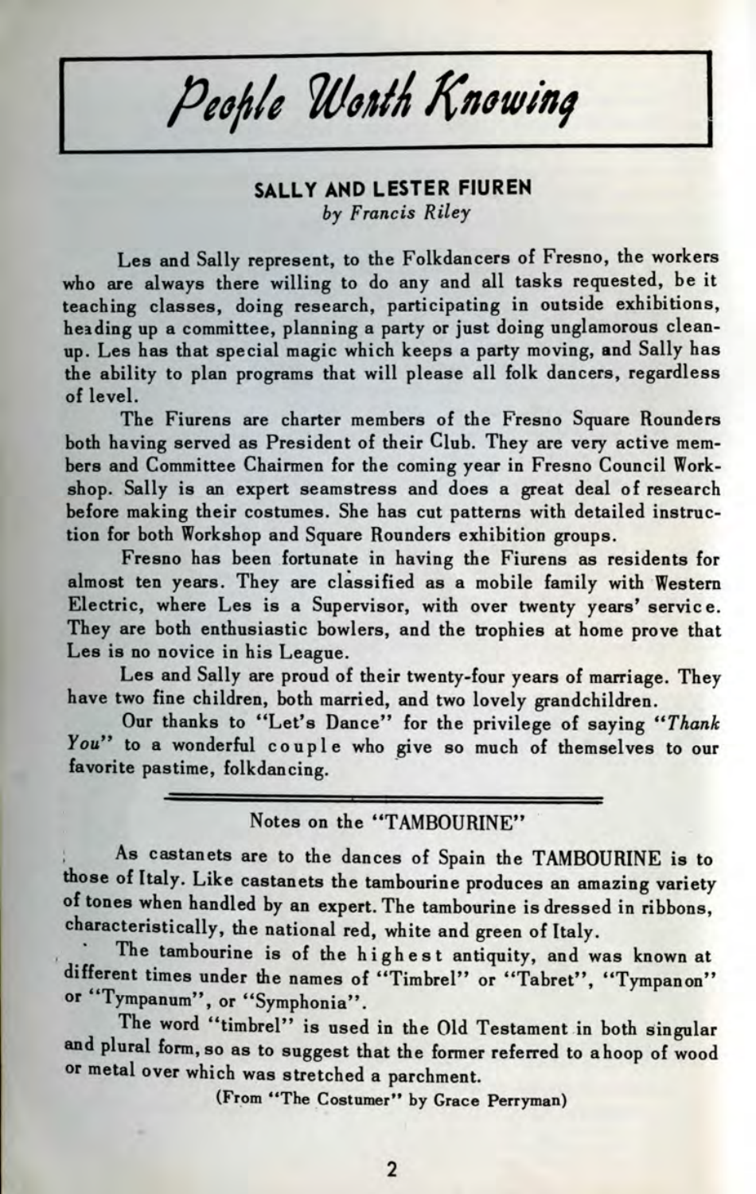# People Worth Knowing

## SALLY AND LESTER FIUREN

*by Francis Riley*

Les and Sally represent, to the Folkdancers of Fresno, the workers who are always there willing to do any and all tasks requested, be it teaching classes, doing research, participating in outside exhibitions, heading up a committee, planning a party or just doing unglamorous clean-up. Les has that special magic which keeps a party moving, and Sally has the ability to plan programs that will please all folk dancers, regardless of level.

The Fiurens are charter members of the Fresno Square Rounders both having served as President of their Club. They are very active members and Committee Chairmen for the coming year in Fresno Council Workshop. Sally is an expert seamstress and does a great deal of research before making their costumes. She has cut patterns with detailed instruction for both Workshop and Square Rounders exhibition groups.

Fresno has been fortunate in having the Fiurens as residents for almost ten years. They are classified as a mobile family with Western Electric, where Les is a Supervisor, with over twenty years' service. They are both enthusiastic bowlers, and the trophies at home prove that Les is no novice in his League.

Les and Sally are proud of their twenty-four years of marriage. They have two fine children, both married, and two lovely grandchildren.

Our thanks to "Let's Dance" for the privilege of saying "*Thank You*" to a wonderful couple who give so much of themselves to our favorite pastime, folkdancing.

---

## Notes on the "TAMBOURINE"

As castanets are to the dances of Spain the **TAMBOURINE** is to those of Italy. Like castanets the tambourine produces an amazing variety of tones when handled by an expert. The tambourine is dressed in ribbons, characteristically, the national red, white and green of Italy.

The tambourine is of the highest antiquity, and was known at different times under the names of "Timbrel" or "Tabret", "Tympanon" or "Tympanum", or "Symphonia".

The word "timbrel" is used in the Old Testament in both singular and plural form, so as to suggest that the former referred to a hoop of wood or metal over which was stretched a parchment.

(From "The Costumer" by Grace Perryman)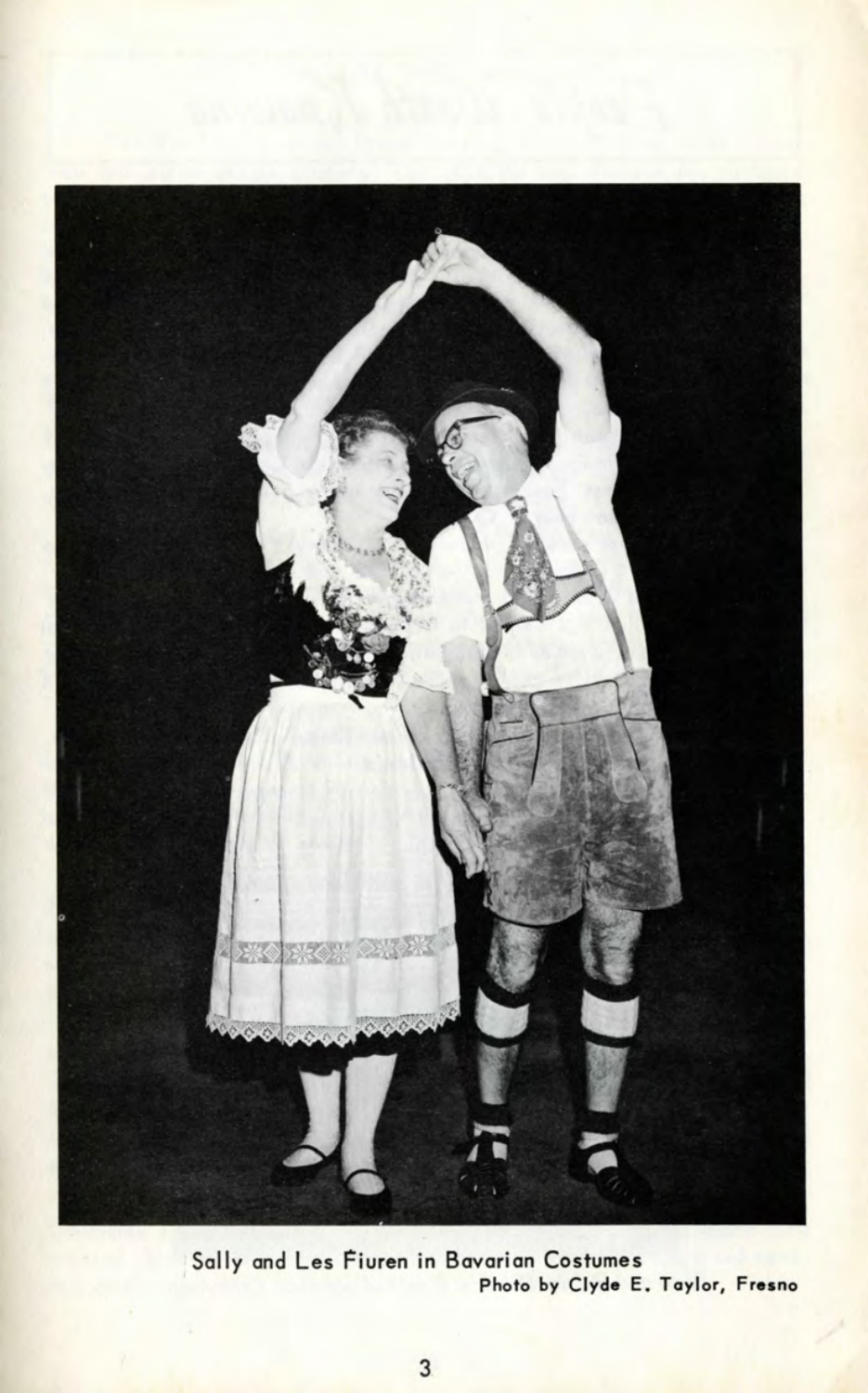Sally and Les Fiuren in Bavarian Costumes
Photo by Clyde E. Taylor, Fresno